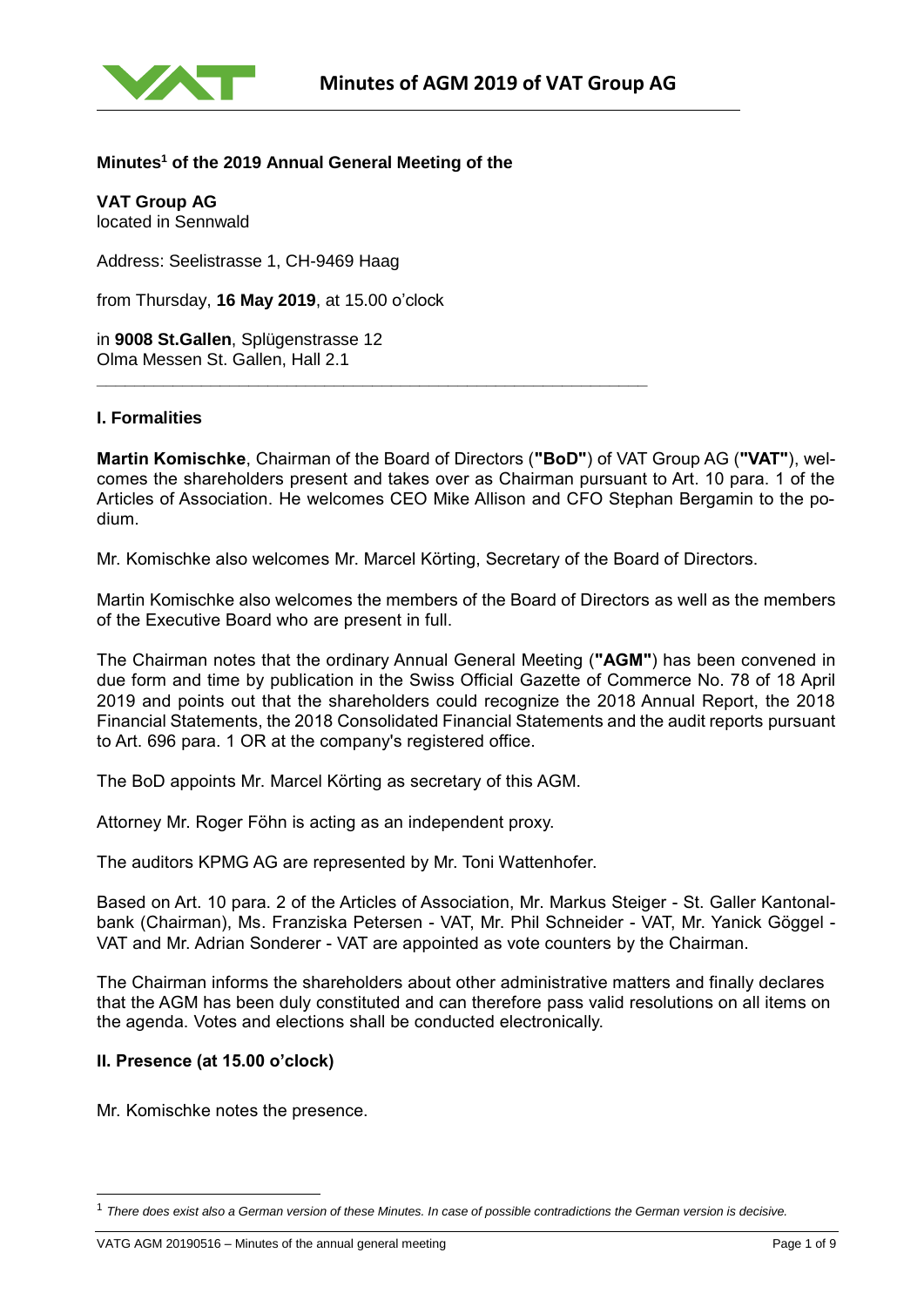**Minutes[1] of the 2019 Annual General Meeting of the**

**VAT Group AG**
located in Sennwald

Address: Seelistrasse 1, CH-9469 Haag

from Thursday, **16 May 2019**, at 15.00 o'clock

in **9008 St.Gallen**, Splügenstrasse 12
Olma Messen St. Gallen, Hall 2.1

---

### I. Formalities

**Martin Komischke**, Chairman of the Board of Directors (**"BoD"**) of VAT Group AG (**"VAT"**), welcomes the shareholders present and takes over as Chairman pursuant to Art. 10 para. 1 of the Articles of Association. He welcomes CEO Mike Allison and CFO Stephan Bergamin to the podium.

Mr. Komischke also welcomes Mr. Marcel Körting, Secretary of the Board of Directors.

Martin Komischke also welcomes the members of the Board of Directors as well as the members of the Executive Board who are present in full.

The Chairman notes that the ordinary Annual General Meeting (**"AGM"**) has been convened in due form and time by publication in the Swiss Official Gazette of Commerce No. 78 of 18 April 2019 and points out that the shareholders could recognize the 2018 Annual Report, the 2018 Financial Statements, the 2018 Consolidated Financial Statements and the audit reports pursuant to Art. 696 para. 1 OR at the company's registered office.

The BoD appoints Mr. Marcel Körting as secretary of this AGM.

Attorney Mr. Roger Föhn is acting as an independent proxy.

The auditors KPMG AG are represented by Mr. Toni Wattenhofer.

Based on Art. 10 para. 2 of the Articles of Association, Mr. Markus Steiger - St. Galler Kantonalbank (Chairman), Ms. Franziska Petersen - VAT, Mr. Phil Schneider - VAT, Mr. Yanick Göggel - VAT and Mr. Adrian Sonderer - VAT are appointed as vote counters by the Chairman.

The Chairman informs the shareholders about other administrative matters and finally declares that the AGM has been duly constituted and can therefore pass valid resolutions on all items on the agenda. Votes and elections shall be conducted electronically.

### II. Presence (at 15.00 o'clock)

Mr. Komischke notes the presence.

---

[1] *There does exist also a German version of these Minutes. In case of possible contradictions the German version is decisive.*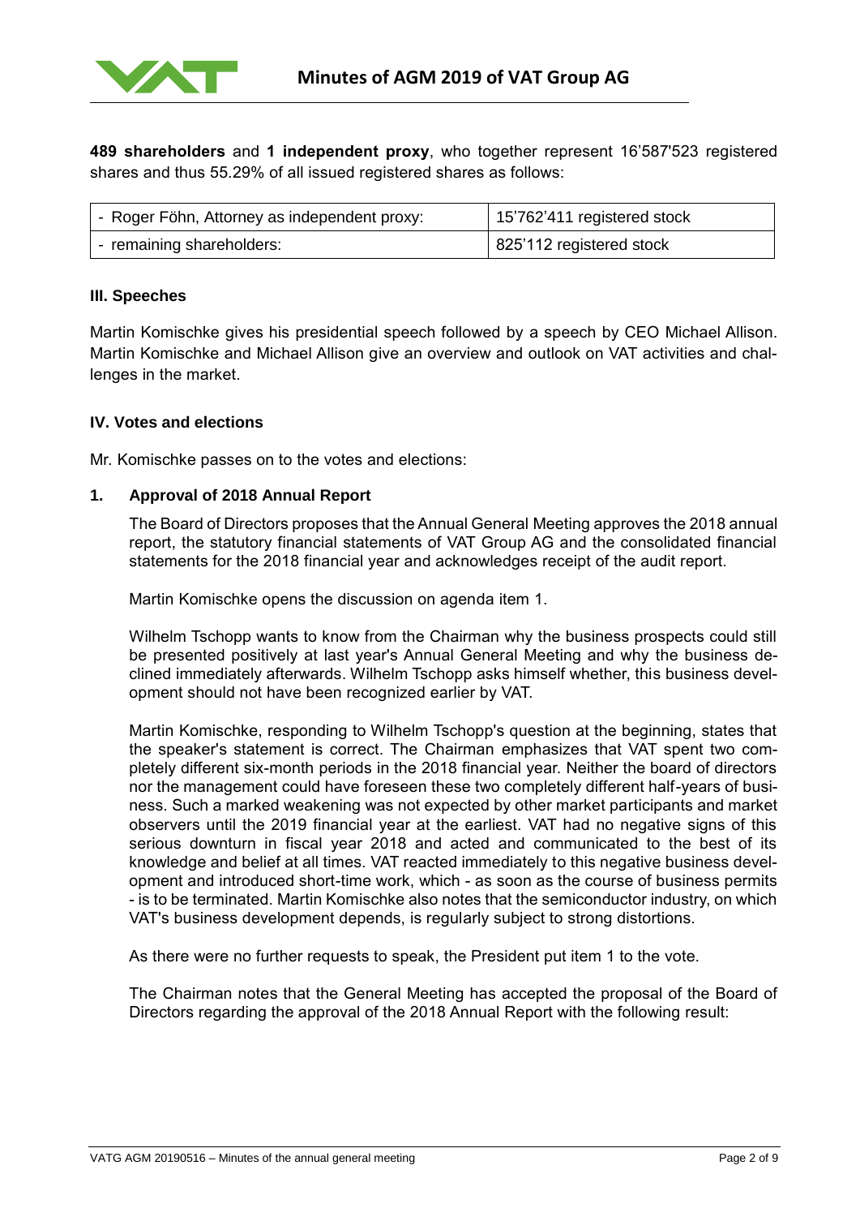**489 shareholders** and **1 independent proxy**, who together represent 16'587'523 registered shares and thus 55.29% of all issued registered shares as follows:

| | |
|---|---|
| - Roger Föhn, Attorney as independent proxy: | 15'762'411 registered stock |
| - remaining shareholders: | 825'112 registered stock |

#### III. Speeches

Martin Komischke gives his presidential speech followed by a speech by CEO Michael Allison. Martin Komischke and Michael Allison give an overview and outlook on VAT activities and challenges in the market.

#### IV. Votes and elections

Mr. Komischke passes on to the votes and elections:

#### 1. Approval of 2018 Annual Report

The Board of Directors proposes that the Annual General Meeting approves the 2018 annual report, the statutory financial statements of VAT Group AG and the consolidated financial statements for the 2018 financial year and acknowledges receipt of the audit report.

Martin Komischke opens the discussion on agenda item 1.

Wilhelm Tschopp wants to know from the Chairman why the business prospects could still be presented positively at last year's Annual General Meeting and why the business declined immediately afterwards. Wilhelm Tschopp asks himself whether, this business development should not have been recognized earlier by VAT.

Martin Komischke, responding to Wilhelm Tschopp's question at the beginning, states that the speaker's statement is correct. The Chairman emphasizes that VAT spent two completely different six-month periods in the 2018 financial year. Neither the board of directors nor the management could have foreseen these two completely different half-years of business. Such a marked weakening was not expected by other market participants and market observers until the 2019 financial year at the earliest. VAT had no negative signs of this serious downturn in fiscal year 2018 and acted and communicated to the best of its knowledge and belief at all times. VAT reacted immediately to this negative business development and introduced short-time work, which - as soon as the course of business permits - is to be terminated. Martin Komischke also notes that the semiconductor industry, on which VAT's business development depends, is regularly subject to strong distortions.

As there were no further requests to speak, the President put item 1 to the vote.

The Chairman notes that the General Meeting has accepted the proposal of the Board of Directors regarding the approval of the 2018 Annual Report with the following result: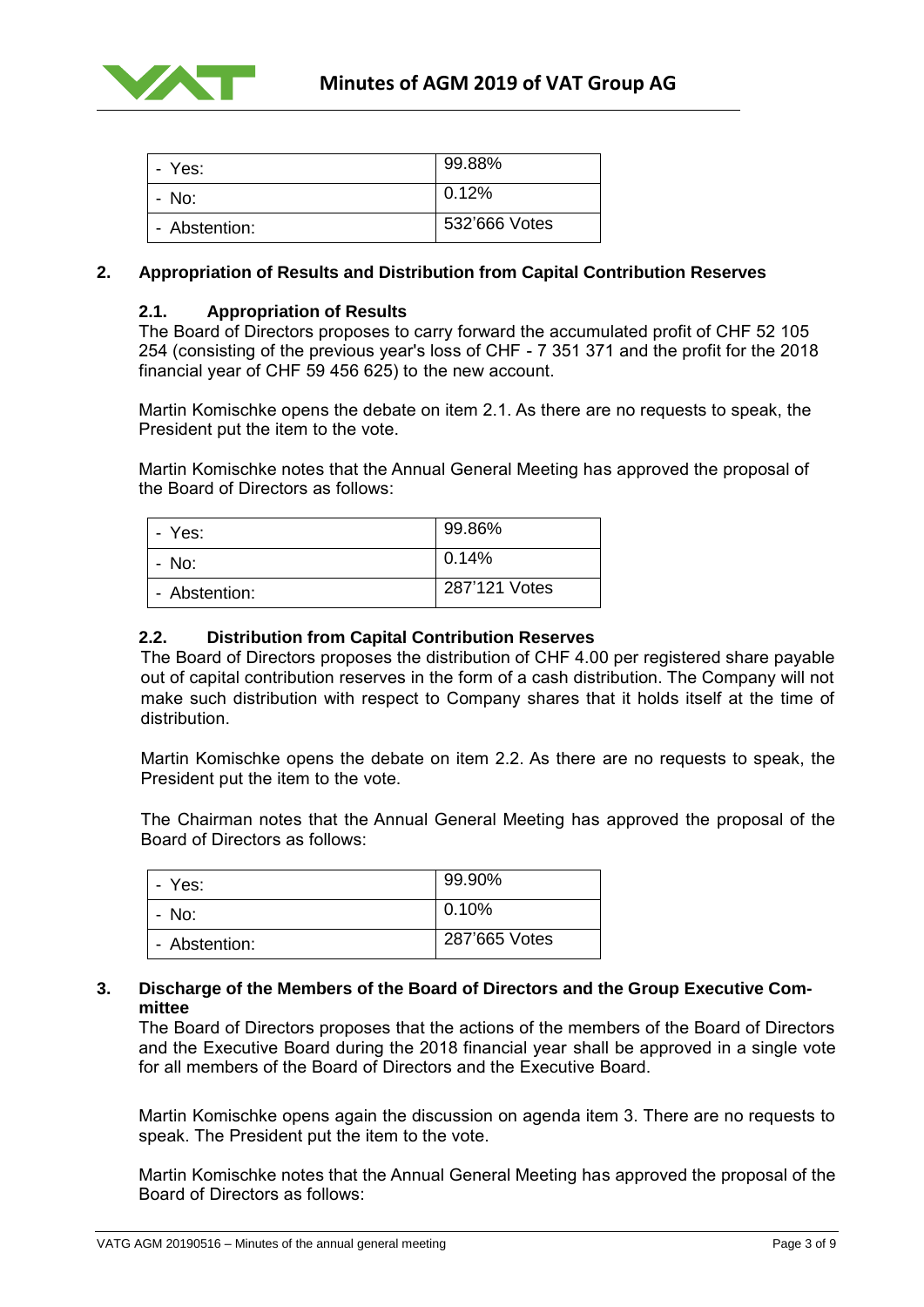| - Yes: | 99.88% |
|---|---|
| - No: | 0.12% |
| - Abstention: | 532'666 Votes |

## 2. Appropriation of Results and Distribution from Capital Contribution Reserves

### 2.1. Appropriation of Results

The Board of Directors proposes to carry forward the accumulated profit of CHF 52 105 254 (consisting of the previous year's loss of CHF - 7 351 371 and the profit for the 2018 financial year of CHF 59 456 625) to the new account.

Martin Komischke opens the debate on item 2.1. As there are no requests to speak, the President put the item to the vote.

Martin Komischke notes that the Annual General Meeting has approved the proposal of the Board of Directors as follows:

| - Yes: | 99.86% |
|---|---|
| - No: | 0.14% |
| - Abstention: | 287'121 Votes |

### 2.2. Distribution from Capital Contribution Reserves

The Board of Directors proposes the distribution of CHF 4.00 per registered share payable out of capital contribution reserves in the form of a cash distribution. The Company will not make such distribution with respect to Company shares that it holds itself at the time of distribution.

Martin Komischke opens the debate on item 2.2. As there are no requests to speak, the President put the item to the vote.

The Chairman notes that the Annual General Meeting has approved the proposal of the Board of Directors as follows:

| - Yes: | 99.90% |
|---|---|
| - No: | 0.10% |
| - Abstention: | 287'665 Votes |

## 3. Discharge of the Members of the Board of Directors and the Group Executive Committee

The Board of Directors proposes that the actions of the members of the Board of Directors and the Executive Board during the 2018 financial year shall be approved in a single vote for all members of the Board of Directors and the Executive Board.

Martin Komischke opens again the discussion on agenda item 3. There are no requests to speak. The President put the item to the vote.

Martin Komischke notes that the Annual General Meeting has approved the proposal of the Board of Directors as follows: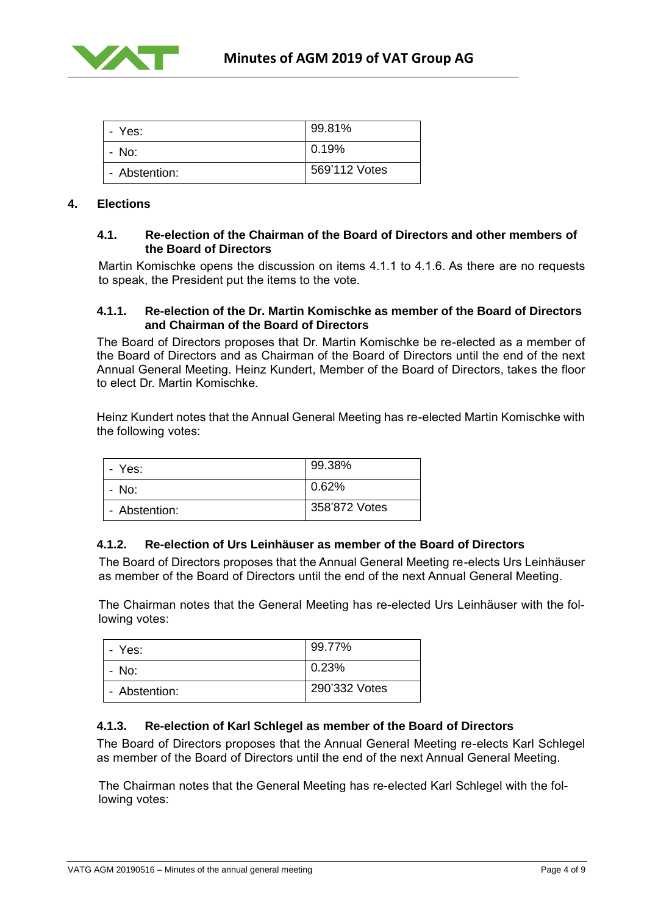| - Yes: | 99.81% |
|---|---|
| - No: | 0.19% |
| - Abstention: | 569'112 Votes |

## 4. Elections

### 4.1. Re-election of the Chairman of the Board of Directors and other members of the Board of Directors

Martin Komischke opens the discussion on items 4.1.1 to 4.1.6. As there are no requests to speak, the President put the items to the vote.

#### 4.1.1. Re-election of the Dr. Martin Komischke as member of the Board of Directors and Chairman of the Board of Directors

The Board of Directors proposes that Dr. Martin Komischke be re-elected as a member of the Board of Directors and as Chairman of the Board of Directors until the end of the next Annual General Meeting. Heinz Kundert, Member of the Board of Directors, takes the floor to elect Dr. Martin Komischke.

Heinz Kundert notes that the Annual General Meeting has re-elected Martin Komischke with the following votes:

| - Yes: | 99.38% |
|---|---|
| - No: | 0.62% |
| - Abstention: | 358'872 Votes |

#### 4.1.2. Re-election of Urs Leinhäuser as member of the Board of Directors

The Board of Directors proposes that the Annual General Meeting re-elects Urs Leinhäuser as member of the Board of Directors until the end of the next Annual General Meeting.

The Chairman notes that the General Meeting has re-elected Urs Leinhäuser with the following votes:

| - Yes: | 99.77% |
|---|---|
| - No: | 0.23% |
| - Abstention: | 290'332 Votes |

#### 4.1.3. Re-election of Karl Schlegel as member of the Board of Directors

The Board of Directors proposes that the Annual General Meeting re-elects Karl Schlegel as member of the Board of Directors until the end of the next Annual General Meeting.

The Chairman notes that the General Meeting has re-elected Karl Schlegel with the following votes: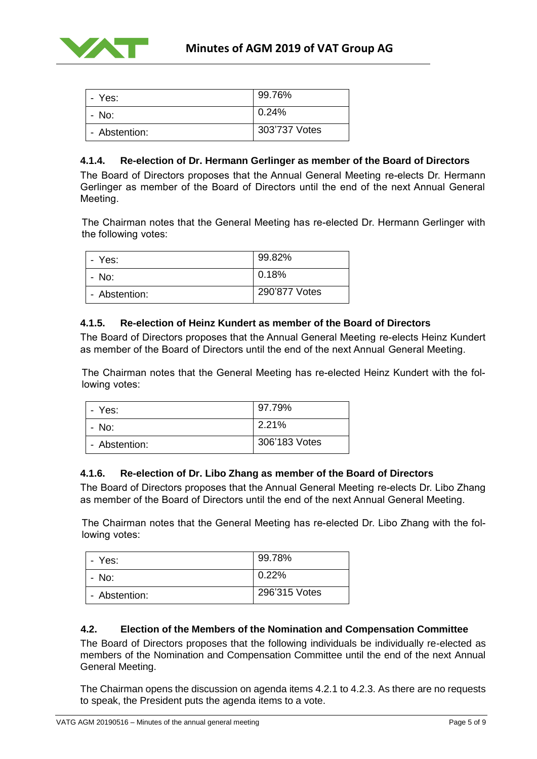| - Yes: | 99.76% |
| --- | --- |
| - No: | 0.24% |
| - Abstention: | 303'737 Votes |

#### 4.1.4. Re-election of Dr. Hermann Gerlinger as member of the Board of Directors

The Board of Directors proposes that the Annual General Meeting re-elects Dr. Hermann Gerlinger as member of the Board of Directors until the end of the next Annual General Meeting.

The Chairman notes that the General Meeting has re-elected Dr. Hermann Gerlinger with the following votes:

| - Yes: | 99.82% |
| --- | --- |
| - No: | 0.18% |
| - Abstention: | 290'877 Votes |

#### 4.1.5. Re-election of Heinz Kundert as member of the Board of Directors

The Board of Directors proposes that the Annual General Meeting re-elects Heinz Kundert as member of the Board of Directors until the end of the next Annual General Meeting.

The Chairman notes that the General Meeting has re-elected Heinz Kundert with the following votes:

| - Yes: | 97.79% |
| --- | --- |
| - No: | 2.21% |
| - Abstention: | 306'183 Votes |

#### 4.1.6. Re-election of Dr. Libo Zhang as member of the Board of Directors

The Board of Directors proposes that the Annual General Meeting re-elects Dr. Libo Zhang as member of the Board of Directors until the end of the next Annual General Meeting.

The Chairman notes that the General Meeting has re-elected Dr. Libo Zhang with the following votes:

| - Yes: | 99.78% |
| --- | --- |
| - No: | 0.22% |
| - Abstention: | 296'315 Votes |

### 4.2. Election of the Members of the Nomination and Compensation Committee

The Board of Directors proposes that the following individuals be individually re-elected as members of the Nomination and Compensation Committee until the end of the next Annual General Meeting.

The Chairman opens the discussion on agenda items 4.2.1 to 4.2.3. As there are no requests to speak, the President puts the agenda items to a vote.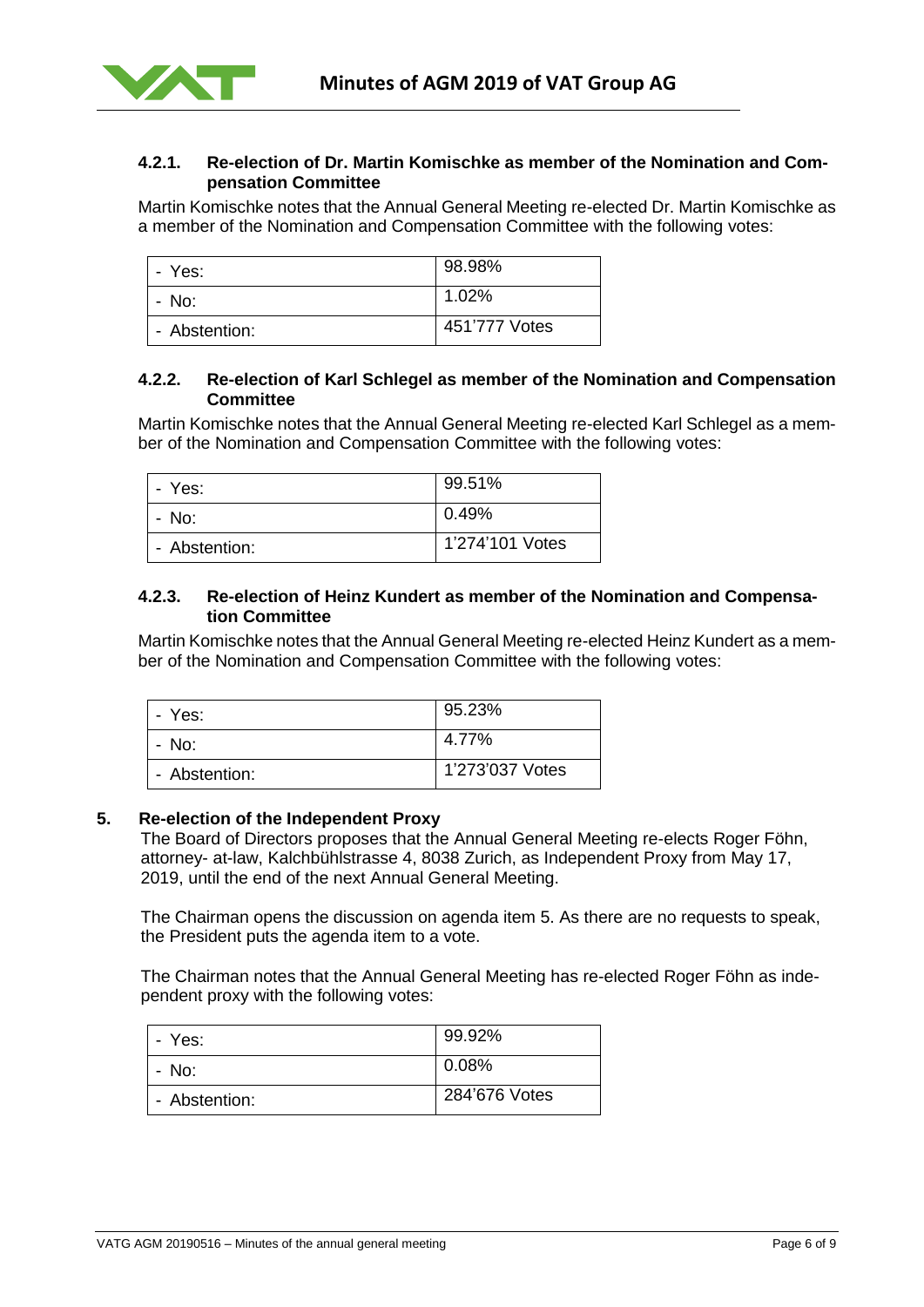#### 4.2.1. Re-election of Dr. Martin Komischke as member of the Nomination and Compensation Committee

Martin Komischke notes that the Annual General Meeting re-elected Dr. Martin Komischke as a member of the Nomination and Compensation Committee with the following votes:

| - Yes: | 98.98% |
|---|---|
| - No: | 1.02% |
| - Abstention: | 451'777 Votes |

#### 4.2.2. Re-election of Karl Schlegel as member of the Nomination and Compensation Committee

Martin Komischke notes that the Annual General Meeting re-elected Karl Schlegel as a member of the Nomination and Compensation Committee with the following votes:

| - Yes: | 99.51% |
|---|---|
| - No: | 0.49% |
| - Abstention: | 1'274'101 Votes |

#### 4.2.3. Re-election of Heinz Kundert as member of the Nomination and Compensation Committee

Martin Komischke notes that the Annual General Meeting re-elected Heinz Kundert as a member of the Nomination and Compensation Committee with the following votes:

| - Yes: | 95.23% |
|---|---|
| - No: | 4.77% |
| - Abstention: | 1'273'037 Votes |

## 5. Re-election of the Independent Proxy

The Board of Directors proposes that the Annual General Meeting re-elects Roger Föhn, attorney- at-law, Kalchbühlstrasse 4, 8038 Zurich, as Independent Proxy from May 17, 2019, until the end of the next Annual General Meeting.

The Chairman opens the discussion on agenda item 5. As there are no requests to speak, the President puts the agenda item to a vote.

The Chairman notes that the Annual General Meeting has re-elected Roger Föhn as independent proxy with the following votes:

| - Yes: | 99.92% |
|---|---|
| - No: | 0.08% |
| - Abstention: | 284'676 Votes |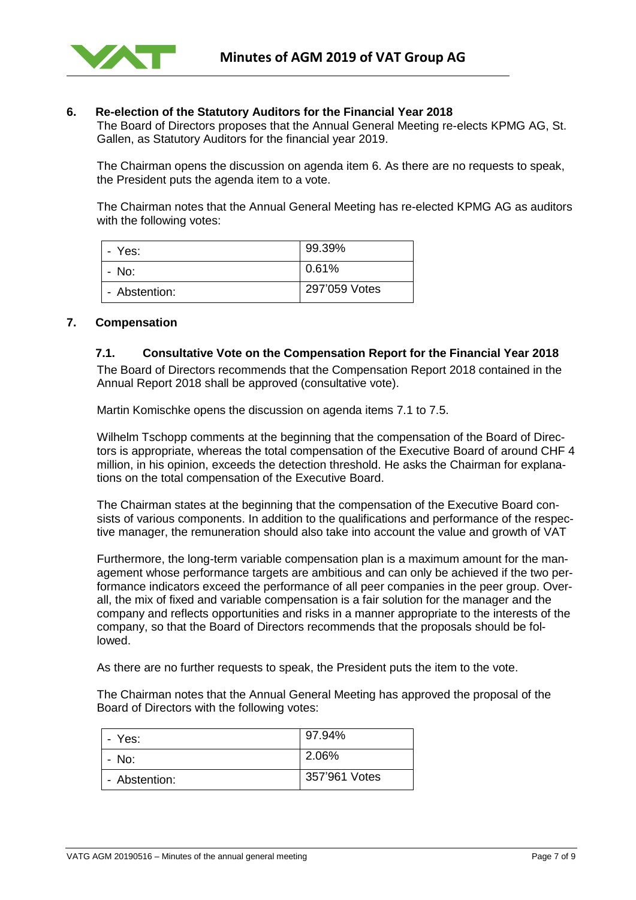## 6. Re-election of the Statutory Auditors for the Financial Year 2018

The Board of Directors proposes that the Annual General Meeting re-elects KPMG AG, St. Gallen, as Statutory Auditors for the financial year 2019.

The Chairman opens the discussion on agenda item 6. As there are no requests to speak, the President puts the agenda item to a vote.

The Chairman notes that the Annual General Meeting has re-elected KPMG AG as auditors with the following votes:

| | |
|---|---|
| - Yes: | 99.39% |
| - No: | 0.61% |
| - Abstention: | 297'059 Votes |

## 7. Compensation

### 7.1. Consultative Vote on the Compensation Report for the Financial Year 2018

The Board of Directors recommends that the Compensation Report 2018 contained in the Annual Report 2018 shall be approved (consultative vote).

Martin Komischke opens the discussion on agenda items 7.1 to 7.5.

Wilhelm Tschopp comments at the beginning that the compensation of the Board of Directors is appropriate, whereas the total compensation of the Executive Board of around CHF 4 million, in his opinion, exceeds the detection threshold. He asks the Chairman for explanations on the total compensation of the Executive Board.

The Chairman states at the beginning that the compensation of the Executive Board consists of various components. In addition to the qualifications and performance of the respective manager, the remuneration should also take into account the value and growth of VAT

Furthermore, the long-term variable compensation plan is a maximum amount for the management whose performance targets are ambitious and can only be achieved if the two performance indicators exceed the performance of all peer companies in the peer group. Overall, the mix of fixed and variable compensation is a fair solution for the manager and the company and reflects opportunities and risks in a manner appropriate to the interests of the company, so that the Board of Directors recommends that the proposals should be followed.

As there are no further requests to speak, the President puts the item to the vote.

The Chairman notes that the Annual General Meeting has approved the proposal of the Board of Directors with the following votes:

| | |
|---|---|
| - Yes: | 97.94% |
| - No: | 2.06% |
| - Abstention: | 357'961 Votes |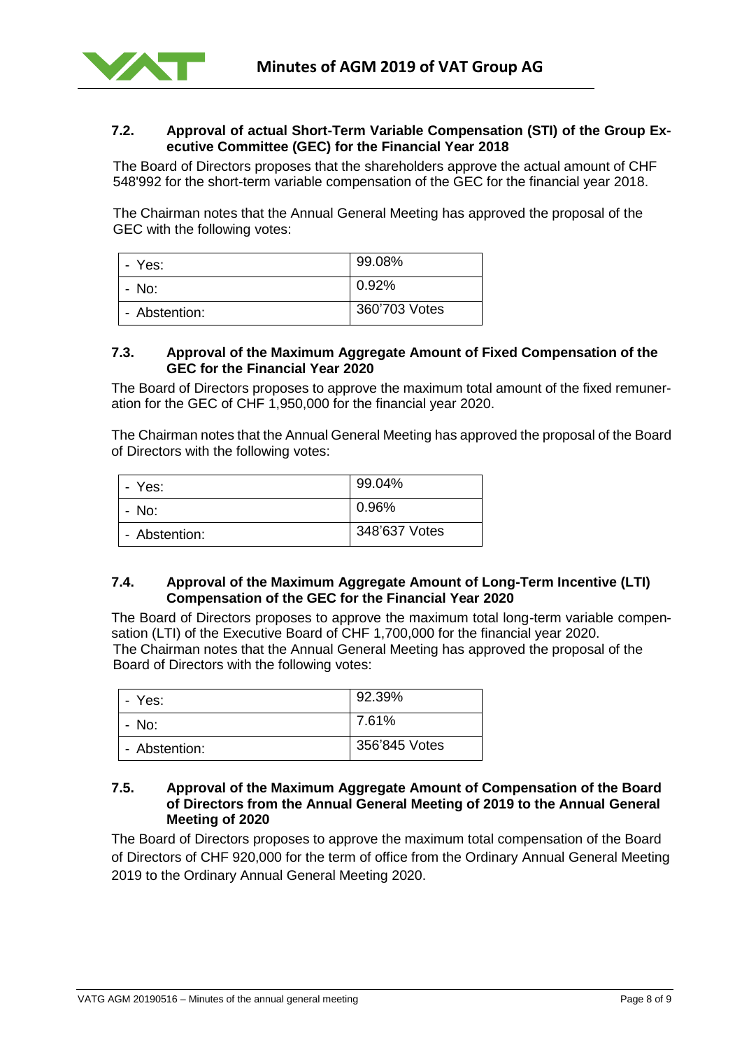### 7.2. Approval of actual Short-Term Variable Compensation (STI) of the Group Executive Committee (GEC) for the Financial Year 2018

The Board of Directors proposes that the shareholders approve the actual amount of CHF 548'992 for the short-term variable compensation of the GEC for the financial year 2018.

The Chairman notes that the Annual General Meeting has approved the proposal of the GEC with the following votes:

| | |
|---|---|
| - Yes: | 99.08% |
| - No: | 0.92% |
| - Abstention: | 360'703 Votes |

### 7.3. Approval of the Maximum Aggregate Amount of Fixed Compensation of the GEC for the Financial Year 2020

The Board of Directors proposes to approve the maximum total amount of the fixed remuneration for the GEC of CHF 1,950,000 for the financial year 2020.

The Chairman notes that the Annual General Meeting has approved the proposal of the Board of Directors with the following votes:

| | |
|---|---|
| - Yes: | 99.04% |
| - No: | 0.96% |
| - Abstention: | 348'637 Votes |

### 7.4. Approval of the Maximum Aggregate Amount of Long-Term Incentive (LTI) Compensation of the GEC for the Financial Year 2020

The Board of Directors proposes to approve the maximum total long-term variable compensation (LTI) of the Executive Board of CHF 1,700,000 for the financial year 2020. The Chairman notes that the Annual General Meeting has approved the proposal of the Board of Directors with the following votes:

| | |
|---|---|
| - Yes: | 92.39% |
| - No: | 7.61% |
| - Abstention: | 356'845 Votes |

### 7.5. Approval of the Maximum Aggregate Amount of Compensation of the Board of Directors from the Annual General Meeting of 2019 to the Annual General Meeting of 2020

The Board of Directors proposes to approve the maximum total compensation of the Board of Directors of CHF 920,000 for the term of office from the Ordinary Annual General Meeting 2019 to the Ordinary Annual General Meeting 2020.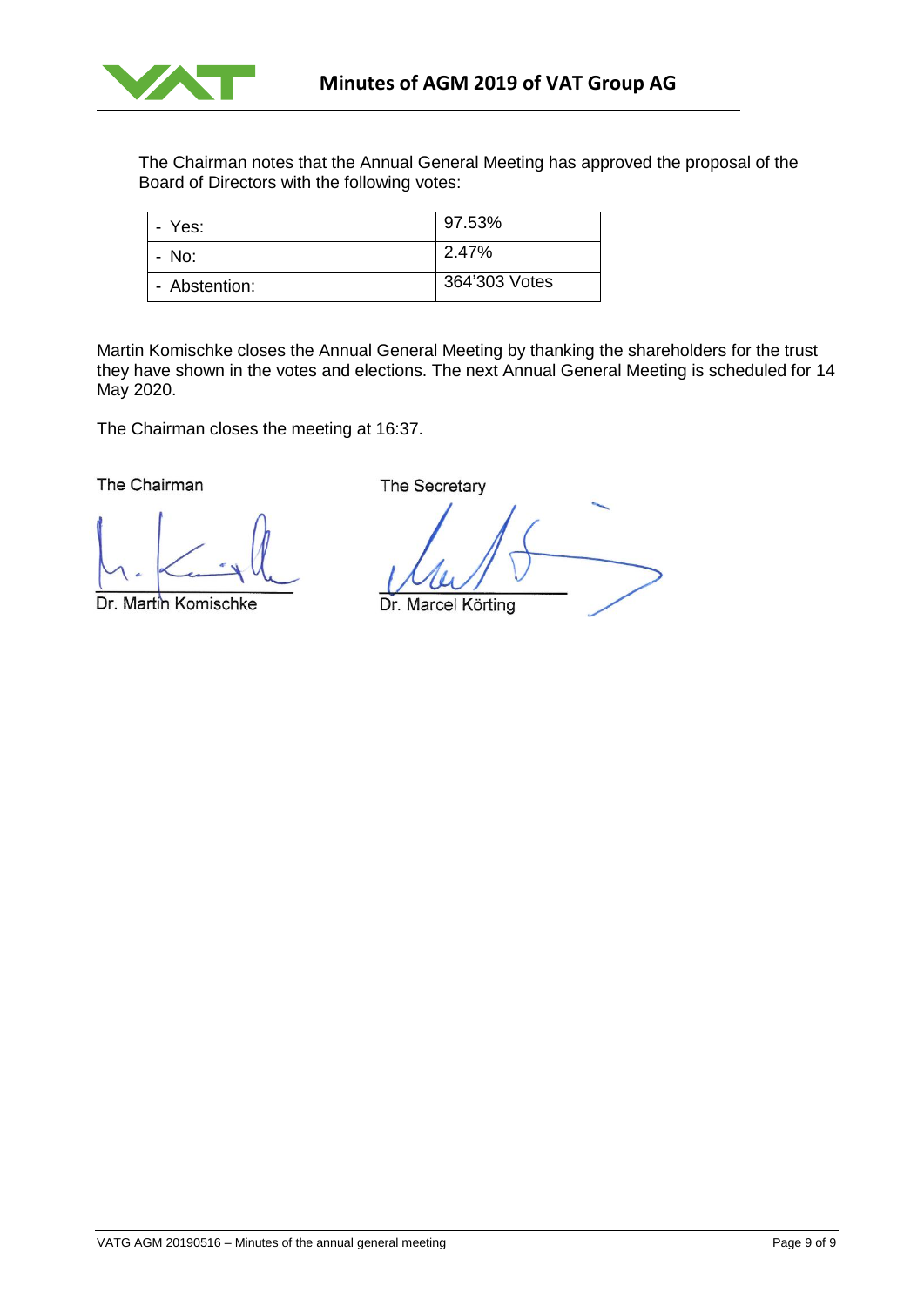The Chairman notes that the Annual General Meeting has approved the proposal of the Board of Directors with the following votes:

| | |
|---|---|
| - Yes: | 97.53% |
| - No: | 2.47% |
| - Abstention: | 364'303 Votes |

Martin Komischke closes the Annual General Meeting by thanking the shareholders for the trust they have shown in the votes and elections. The next Annual General Meeting is scheduled for 14 May 2020.

The Chairman closes the meeting at 16:37.

The Chairman

Dr. Martin Komischke

The Secretary

Dr. Marcel Körting